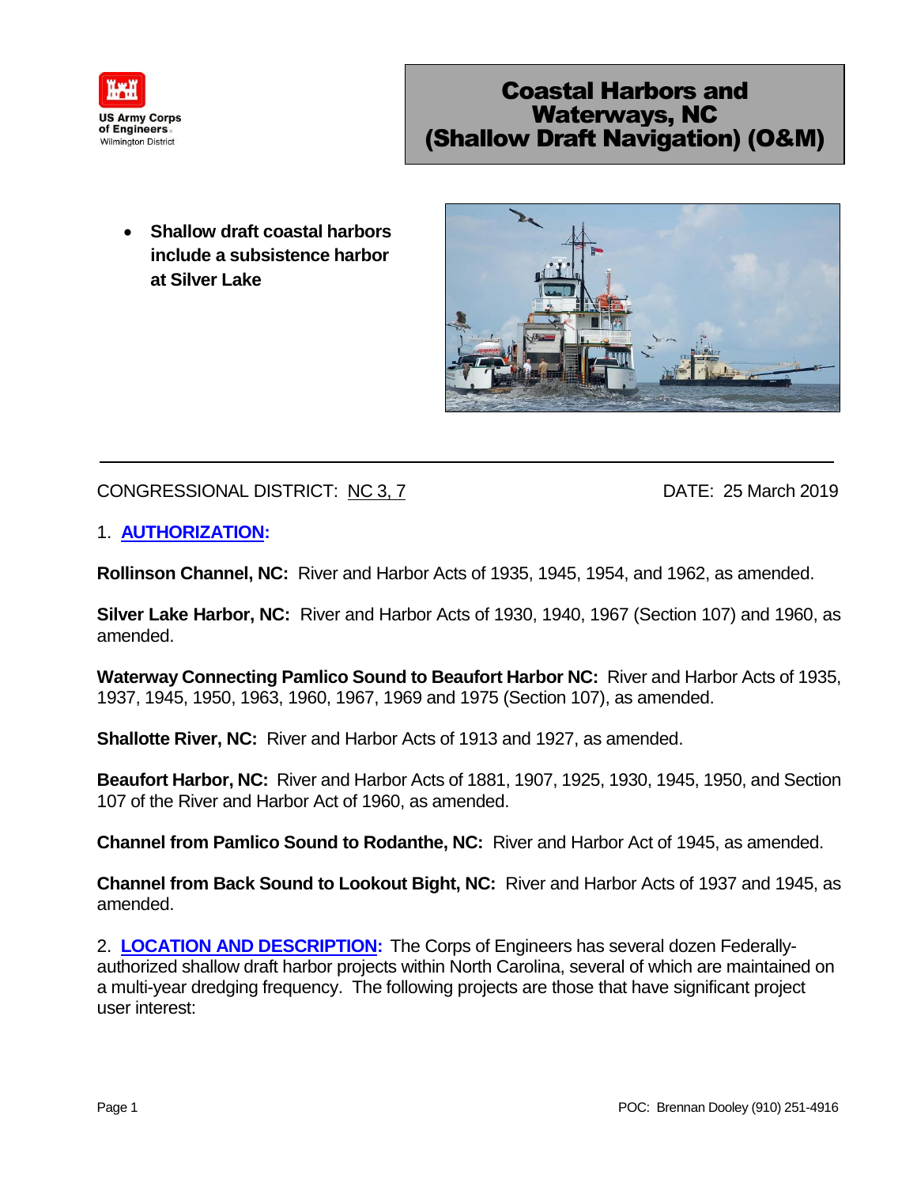US Army Corps of Engineers
Wilmington District

# Coastal Harbors and Waterways, NC (Shallow Draft Navigation) (O&M)

- **Shallow draft coastal harbors include a subsistence harbor at Silver Lake**

CONGRESSIONAL DISTRICT: NC 3, 7 DATE: 25 March 2019

## 1. AUTHORIZATION:

**Rollinson Channel, NC:** River and Harbor Acts of 1935, 1945, 1954, and 1962, as amended.

**Silver Lake Harbor, NC:** River and Harbor Acts of 1930, 1940, 1967 (Section 107) and 1960, as amended.

**Waterway Connecting Pamlico Sound to Beaufort Harbor NC:** River and Harbor Acts of 1935, 1937, 1945, 1950, 1963, 1960, 1967, 1969 and 1975 (Section 107), as amended.

**Shallotte River, NC:** River and Harbor Acts of 1913 and 1927, as amended.

**Beaufort Harbor, NC:** River and Harbor Acts of 1881, 1907, 1925, 1930, 1945, 1950, and Section 107 of the River and Harbor Act of 1960, as amended.

**Channel from Pamlico Sound to Rodanthe, NC:** River and Harbor Act of 1945, as amended.

**Channel from Back Sound to Lookout Bight, NC:** River and Harbor Acts of 1937 and 1945, as amended.

## 2. LOCATION AND DESCRIPTION:

The Corps of Engineers has several dozen Federally-authorized shallow draft harbor projects within North Carolina, several of which are maintained on a multi-year dredging frequency. The following projects are those that have significant project user interest:

POC: Brennan Dooley (910) 251-4916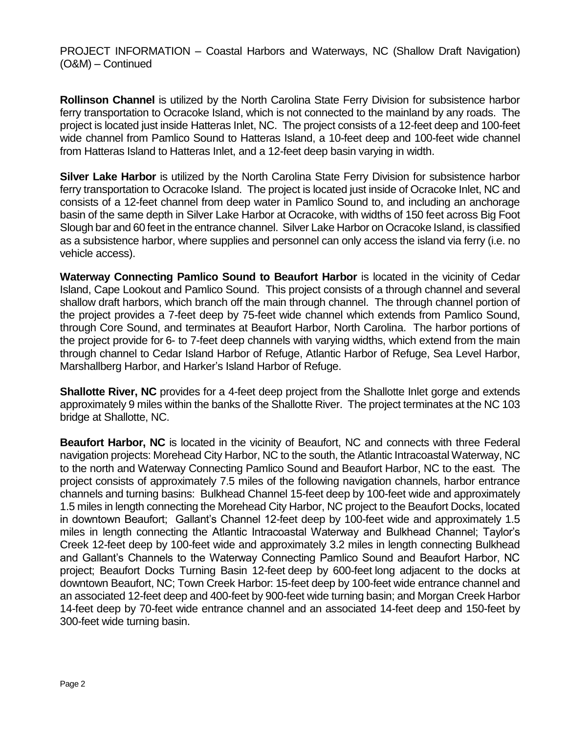PROJECT INFORMATION – Coastal Harbors and Waterways, NC (Shallow Draft Navigation) (O&M) – Continued

**Rollinson Channel** is utilized by the North Carolina State Ferry Division for subsistence harbor ferry transportation to Ocracoke Island, which is not connected to the mainland by any roads. The project is located just inside Hatteras Inlet, NC. The project consists of a 12-feet deep and 100-feet wide channel from Pamlico Sound to Hatteras Island, a 10-feet deep and 100-feet wide channel from Hatteras Island to Hatteras Inlet, and a 12-feet deep basin varying in width.

**Silver Lake Harbor** is utilized by the North Carolina State Ferry Division for subsistence harbor ferry transportation to Ocracoke Island. The project is located just inside of Ocracoke Inlet, NC and consists of a 12-feet channel from deep water in Pamlico Sound to, and including an anchorage basin of the same depth in Silver Lake Harbor at Ocracoke, with widths of 150 feet across Big Foot Slough bar and 60 feet in the entrance channel. Silver Lake Harbor on Ocracoke Island, is classified as a subsistence harbor, where supplies and personnel can only access the island via ferry (i.e. no vehicle access).

**Waterway Connecting Pamlico Sound to Beaufort Harbor** is located in the vicinity of Cedar Island, Cape Lookout and Pamlico Sound. This project consists of a through channel and several shallow draft harbors, which branch off the main through channel. The through channel portion of the project provides a 7-feet deep by 75-feet wide channel which extends from Pamlico Sound, through Core Sound, and terminates at Beaufort Harbor, North Carolina. The harbor portions of the project provide for 6- to 7-feet deep channels with varying widths, which extend from the main through channel to Cedar Island Harbor of Refuge, Atlantic Harbor of Refuge, Sea Level Harbor, Marshallberg Harbor, and Harker's Island Harbor of Refuge.

**Shallotte River, NC** provides for a 4-feet deep project from the Shallotte Inlet gorge and extends approximately 9 miles within the banks of the Shallotte River. The project terminates at the NC 103 bridge at Shallotte, NC.

**Beaufort Harbor, NC** is located in the vicinity of Beaufort, NC and connects with three Federal navigation projects: Morehead City Harbor, NC to the south, the Atlantic Intracoastal Waterway, NC to the north and Waterway Connecting Pamlico Sound and Beaufort Harbor, NC to the east. The project consists of approximately 7.5 miles of the following navigation channels, harbor entrance channels and turning basins: Bulkhead Channel 15-feet deep by 100-feet wide and approximately 1.5 miles in length connecting the Morehead City Harbor, NC project to the Beaufort Docks, located in downtown Beaufort; Gallant's Channel 12-feet deep by 100-feet wide and approximately 1.5 miles in length connecting the Atlantic Intracoastal Waterway and Bulkhead Channel; Taylor's Creek 12-feet deep by 100-feet wide and approximately 3.2 miles in length connecting Bulkhead and Gallant's Channels to the Waterway Connecting Pamlico Sound and Beaufort Harbor, NC project; Beaufort Docks Turning Basin 12-feet deep by 600-feet long adjacent to the docks at downtown Beaufort, NC; Town Creek Harbor: 15-feet deep by 100-feet wide entrance channel and an associated 12-feet deep and 400-feet by 900-feet wide turning basin; and Morgan Creek Harbor 14-feet deep by 70-feet wide entrance channel and an associated 14-feet deep and 150-feet by 300-feet wide turning basin.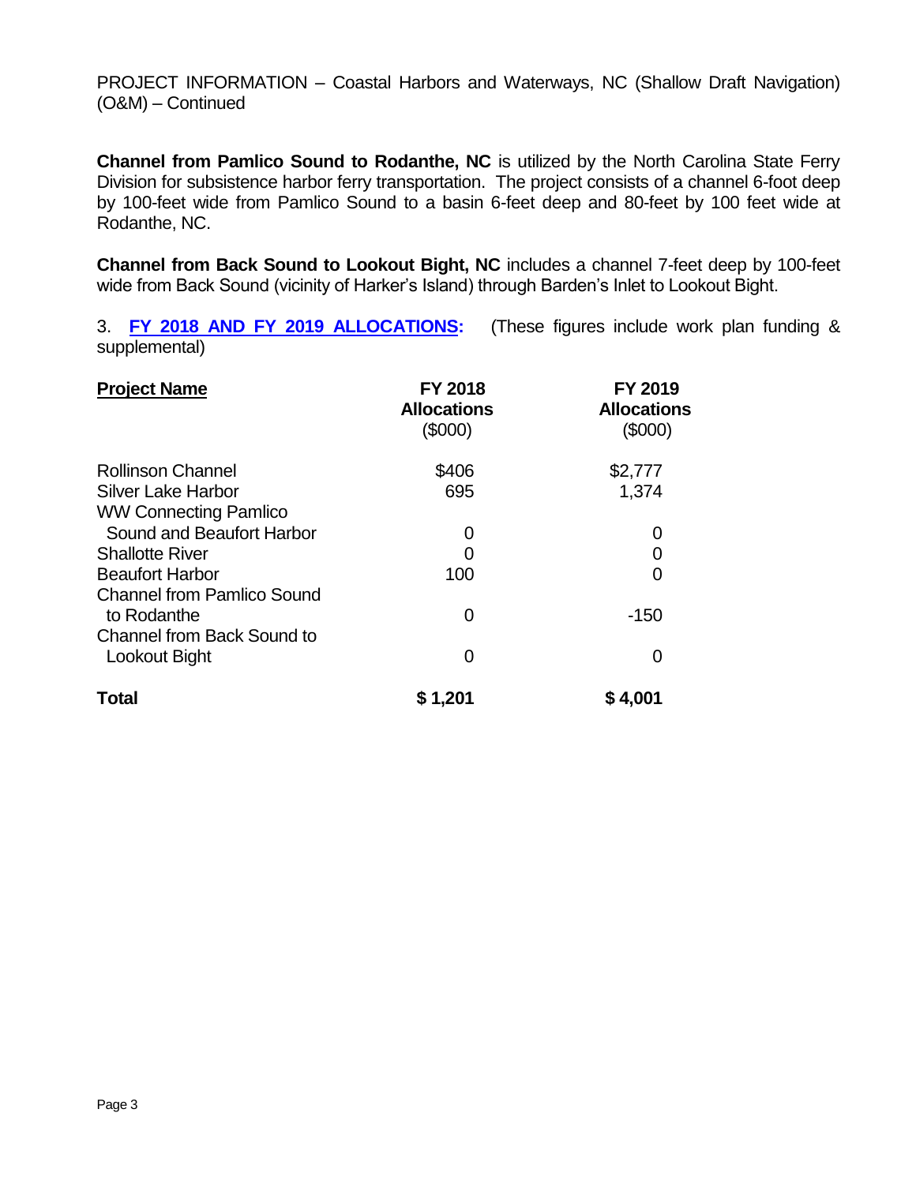PROJECT INFORMATION – Coastal Harbors and Waterways, NC (Shallow Draft Navigation) (O&M) – Continued

**Channel from Pamlico Sound to Rodanthe, NC** is utilized by the North Carolina State Ferry Division for subsistence harbor ferry transportation. The project consists of a channel 6-foot deep by 100-feet wide from Pamlico Sound to a basin 6-feet deep and 80-feet by 100 feet wide at Rodanthe, NC.

**Channel from Back Sound to Lookout Bight, NC** includes a channel 7-feet deep by 100-feet wide from Back Sound (vicinity of Harker's Island) through Barden's Inlet to Lookout Bight.

3. **FY 2018 AND FY 2019 ALLOCATIONS:** (These figures include work plan funding & supplemental)

| Project Name | FY 2018 Allocations ($000) | FY 2019 Allocations ($000) |
|---|---|---|
| Rollinson Channel | $406 | $2,777 |
| Silver Lake Harbor | 695 | 1,374 |
| WW Connecting Pamlico Sound and Beaufort Harbor | 0 | 0 |
| Shallotte River | 0 | 0 |
| Beaufort Harbor | 100 | 0 |
| Channel from Pamlico Sound to Rodanthe | 0 | -150 |
| Channel from Back Sound to Lookout Bight | 0 | 0 |
| **Total** | **$ 1,201** | **$ 4,001** |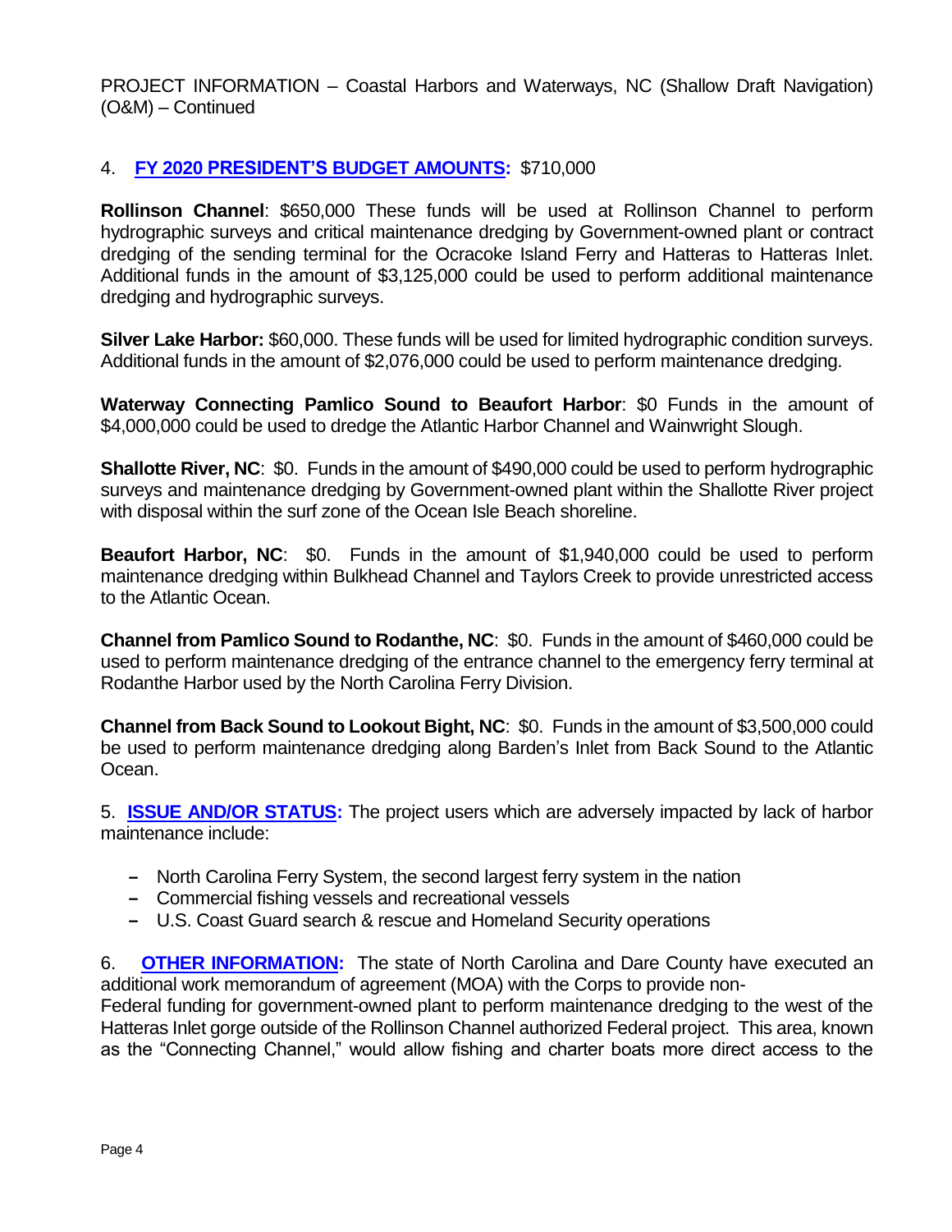PROJECT INFORMATION – Coastal Harbors and Waterways, NC (Shallow Draft Navigation) (O&M) – Continued

4. **FY 2020 PRESIDENT'S BUDGET AMOUNTS:** $710,000

**Rollinson Channel**: $650,000 These funds will be used at Rollinson Channel to perform hydrographic surveys and critical maintenance dredging by Government-owned plant or contract dredging of the sending terminal for the Ocracoke Island Ferry and Hatteras to Hatteras Inlet. Additional funds in the amount of $3,125,000 could be used to perform additional maintenance dredging and hydrographic surveys.

**Silver Lake Harbor:** $60,000. These funds will be used for limited hydrographic condition surveys. Additional funds in the amount of $2,076,000 could be used to perform maintenance dredging.

**Waterway Connecting Pamlico Sound to Beaufort Harbor**: $0 Funds in the amount of $4,000,000 could be used to dredge the Atlantic Harbor Channel and Wainwright Slough.

**Shallotte River, NC**: $0. Funds in the amount of $490,000 could be used to perform hydrographic surveys and maintenance dredging by Government-owned plant within the Shallotte River project with disposal within the surf zone of the Ocean Isle Beach shoreline.

**Beaufort Harbor, NC**: $0. Funds in the amount of $1,940,000 could be used to perform maintenance dredging within Bulkhead Channel and Taylors Creek to provide unrestricted access to the Atlantic Ocean.

**Channel from Pamlico Sound to Rodanthe, NC**: $0. Funds in the amount of $460,000 could be used to perform maintenance dredging of the entrance channel to the emergency ferry terminal at Rodanthe Harbor used by the North Carolina Ferry Division.

**Channel from Back Sound to Lookout Bight, NC**: $0. Funds in the amount of $3,500,000 could be used to perform maintenance dredging along Barden's Inlet from Back Sound to the Atlantic Ocean.

5. **ISSUE AND/OR STATUS:** The project users which are adversely impacted by lack of harbor maintenance include:

- North Carolina Ferry System, the second largest ferry system in the nation
- Commercial fishing vessels and recreational vessels
- U.S. Coast Guard search & rescue and Homeland Security operations

6. **OTHER INFORMATION:** The state of North Carolina and Dare County have executed an additional work memorandum of agreement (MOA) with the Corps to provide non-Federal funding for government-owned plant to perform maintenance dredging to the west of the Hatteras Inlet gorge outside of the Rollinson Channel authorized Federal project. This area, known as the "Connecting Channel," would allow fishing and charter boats more direct access to the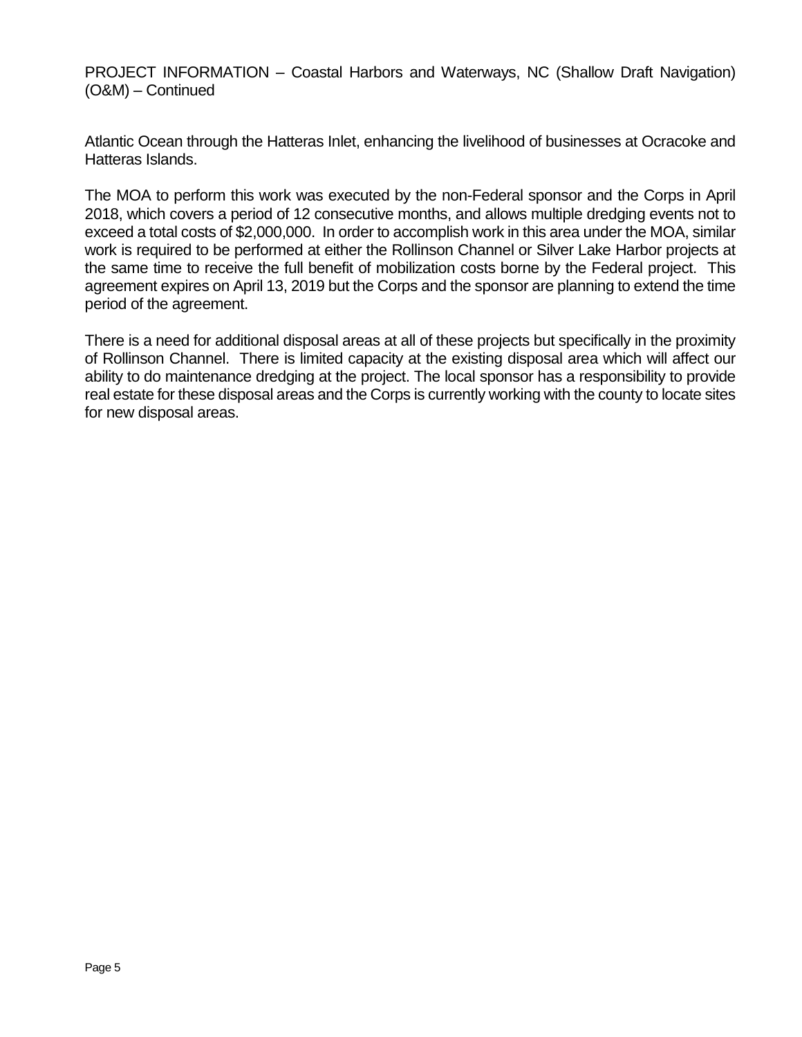PROJECT INFORMATION – Coastal Harbors and Waterways, NC (Shallow Draft Navigation) (O&M) – Continued

Atlantic Ocean through the Hatteras Inlet, enhancing the livelihood of businesses at Ocracoke and Hatteras Islands.

The MOA to perform this work was executed by the non-Federal sponsor and the Corps in April 2018, which covers a period of 12 consecutive months, and allows multiple dredging events not to exceed a total costs of $2,000,000. In order to accomplish work in this area under the MOA, similar work is required to be performed at either the Rollinson Channel or Silver Lake Harbor projects at the same time to receive the full benefit of mobilization costs borne by the Federal project. This agreement expires on April 13, 2019 but the Corps and the sponsor are planning to extend the time period of the agreement.

There is a need for additional disposal areas at all of these projects but specifically in the proximity of Rollinson Channel. There is limited capacity at the existing disposal area which will affect our ability to do maintenance dredging at the project. The local sponsor has a responsibility to provide real estate for these disposal areas and the Corps is currently working with the county to locate sites for new disposal areas.